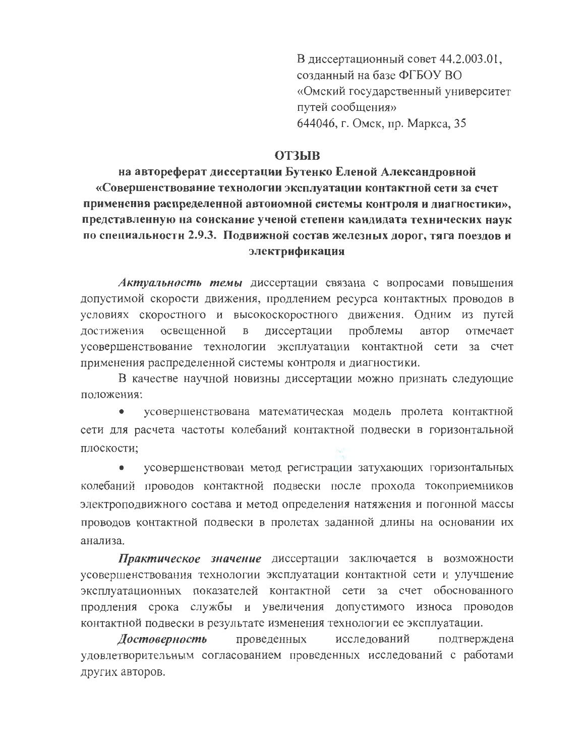В диссертационный совет 44.2.003.01,
созданный на базе ФГБОУ ВО
«Омский государственный университет
путей сообщения»
644046, г. Омск, пр. Маркса, 35

# ОТЗЫВ

## на автореферат диссертации Бутенко Еленой Александровной «Совершенствование технологии эксплуатации контактной сети за счет применения распределенной автономной системы контроля и диагностики», представленную на соискание ученой степени кандидата технических наук по специальности 2.9.3. Подвижной состав железных дорог, тяга поездов и электрификация

***Актуальность темы*** диссертации связана с вопросами повышения допустимой скорости движения, продлением ресурса контактных проводов в условиях скоростного и высокоскоростного движения. Одним из путей достижения освещенной в диссертации проблемы автор отмечает усовершенствование технологии эксплуатации контактной сети за счет применения распределенной системы контроля и диагностики.

В качестве научной новизны диссертации можно признать следующие положения:

- усовершенствована математическая модель пролета контактной сети для расчета частоты колебаний контактной подвески в горизонтальной плоскости;
- усовершенствован метод регистрации затухающих горизонтальных колебаний проводов контактной подвески после прохода токоприемников электроподвижного состава и метод определения натяжения и погонной массы проводов контактной подвески в пролетах заданной длины на основании их анализа.

***Практическое значение*** диссертации заключается в возможности усовершенствования технологии эксплуатации контактной сети и улучшение эксплуатационных показателей контактной сети за счет обоснованного продления срока службы и увеличения допустимого износа проводов контактной подвески в результате изменения технологии ее эксплуатации.

***Достоверность*** проведенных исследований подтверждена удовлетворительным согласованием проведенных исследований с работами других авторов.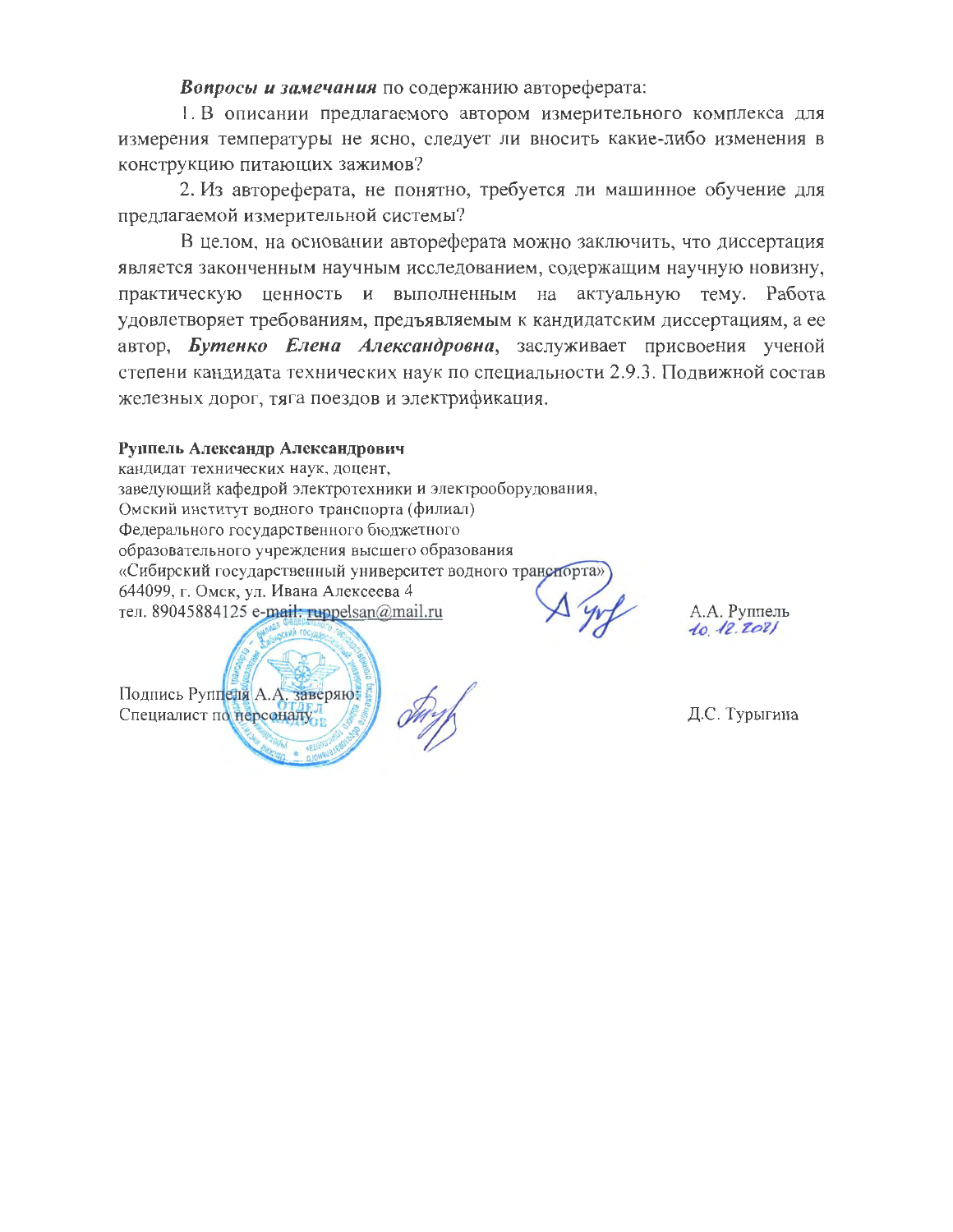***Вопросы и замечания*** по содержанию автореферата:

1. В описании предлагаемого автором измерительного комплекса для измерения температуры не ясно, следует ли вносить какие-либо изменения в конструкцию питающих зажимов?

2. Из автореферата, не понятно, требуется ли машинное обучение для предлагаемой измерительной системы?

В целом, на основании автореферата можно заключить, что диссертация является законченным научным исследованием, содержащим научную новизну, практическую ценность и выполненным на актуальную тему. Работа удовлетворяет требованиям, предъявляемым к кандидатским диссертациям, а ее автор, ***Бутенко Елена Александровна***, заслуживает присвоения ученой степени кандидата технических наук по специальности 2.9.3. Подвижной состав железных дорог, тяга поездов и электрификация.

**Руппель Александр Александрович**
кандидат технических наук, доцент,
заведующий кафедрой электротехники и электрооборудования,
Омский институт водного транспорта (филиал)
Федерального государственного бюджетного
образовательного учреждения высшего образования
«Сибирский государственный университет водного транспорта»
644099, г. Омск, ул. Ивана Алексеева 4
тел. 89045884125 e-mail: ruppelsan@mail.ru

А.А. Руппель
10.12.2021

Подпись Руппеля А.А. заверяю:
Специалист по персоналу

Д.С. Турыгина